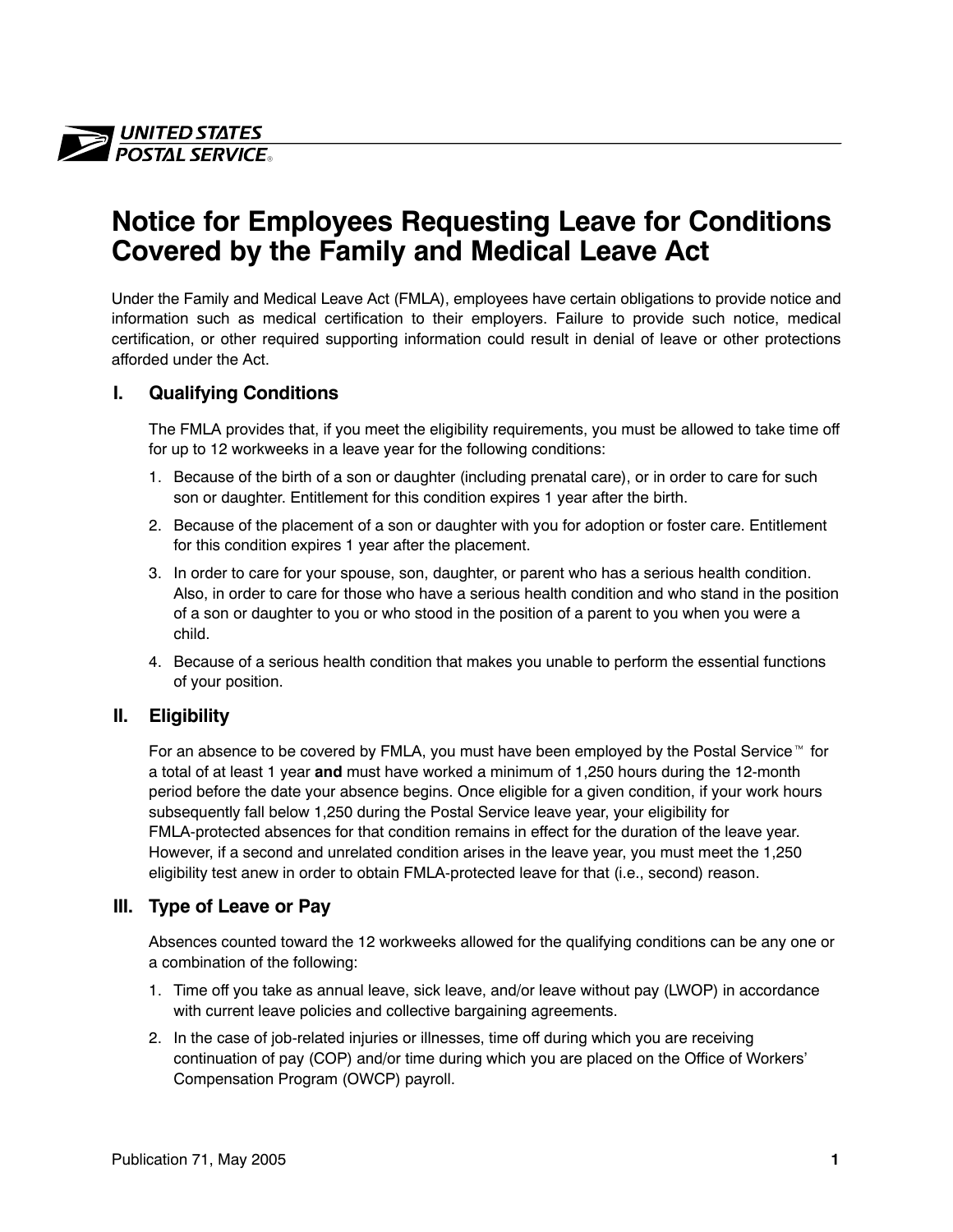# Notice for Employees Requesting Leave for Conditions Covered by the Family and Medical Leave Act

Under the Family and Medical Leave Act (FMLA), employees have certain obligations to provide notice and information such as medical certification to their employers. Failure to provide such notice, medical certification, or other required supporting information could result in denial of leave or other protections afforded under the Act.

## I. Qualifying Conditions

The FMLA provides that, if you meet the eligibility requirements, you must be allowed to take time off for up to 12 workweeks in a leave year for the following conditions:

1. Because of the birth of a son or daughter (including prenatal care), or in order to care for such son or daughter. Entitlement for this condition expires 1 year after the birth.
2. Because of the placement of a son or daughter with you for adoption or foster care. Entitlement for this condition expires 1 year after the placement.
3. In order to care for your spouse, son, daughter, or parent who has a serious health condition. Also, in order to care for those who have a serious health condition and who stand in the position of a son or daughter to you or who stood in the position of a parent to you when you were a child.
4. Because of a serious health condition that makes you unable to perform the essential functions of your position.

## II. Eligibility

For an absence to be covered by FMLA, you must have been employed by the Postal Service™ for a total of at least 1 year **and** must have worked a minimum of 1,250 hours during the 12-month period before the date your absence begins. Once eligible for a given condition, if your work hours subsequently fall below 1,250 during the Postal Service leave year, your eligibility for FMLA-protected absences for that condition remains in effect for the duration of the leave year. However, if a second and unrelated condition arises in the leave year, you must meet the 1,250 eligibility test anew in order to obtain FMLA-protected leave for that (i.e., second) reason.

## III. Type of Leave or Pay

Absences counted toward the 12 workweeks allowed for the qualifying conditions can be any one or a combination of the following:

1. Time off you take as annual leave, sick leave, and/or leave without pay (LWOP) in accordance with current leave policies and collective bargaining agreements.
2. In the case of job-related injuries or illnesses, time off during which you are receiving continuation of pay (COP) and/or time during which you are placed on the Office of Workers' Compensation Program (OWCP) payroll.

Publication 71, May 2005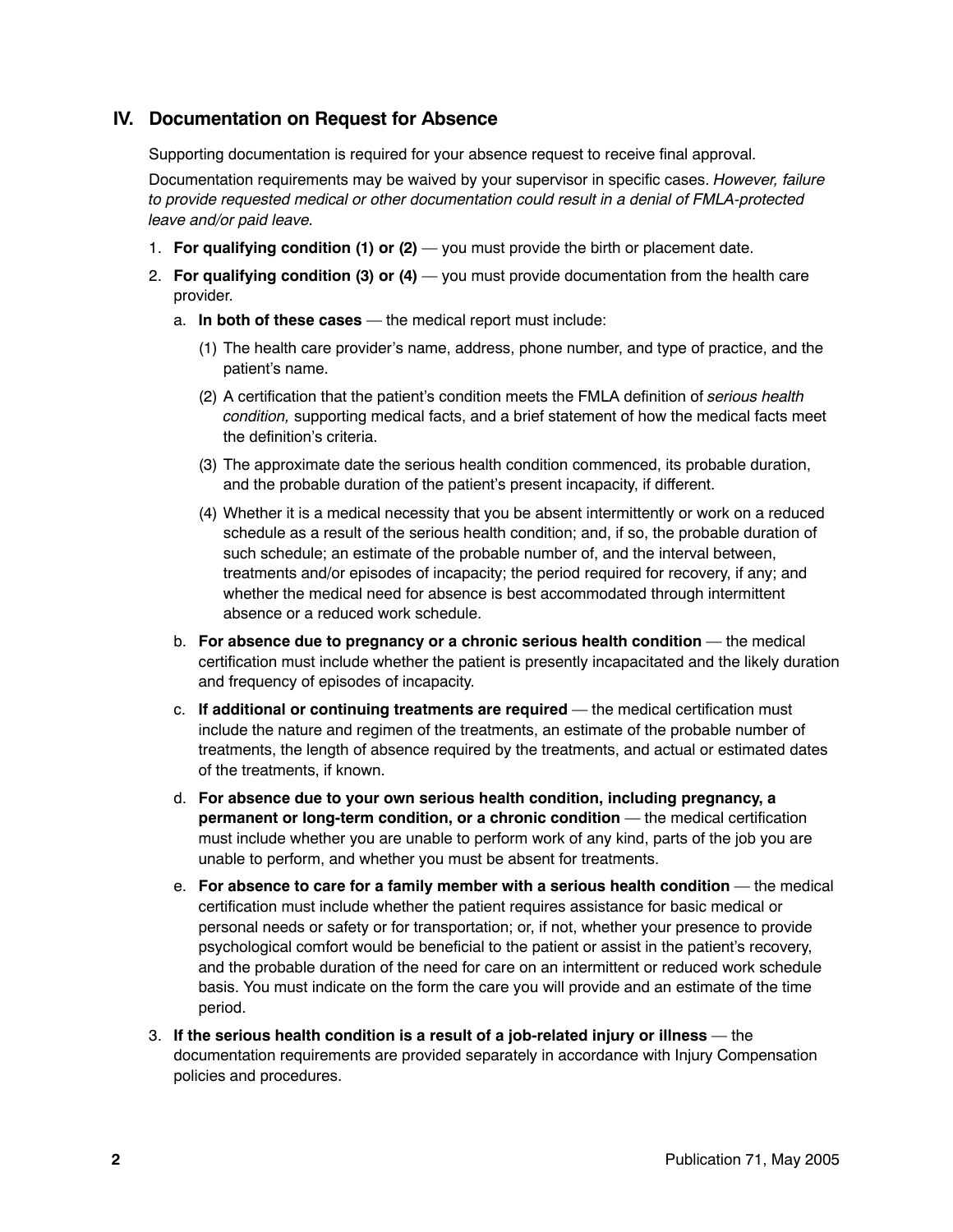## IV. Documentation on Request for Absence

Supporting documentation is required for your absence request to receive final approval.

Documentation requirements may be waived by your supervisor in specific cases. *However, failure to provide requested medical or other documentation could result in a denial of FMLA-protected leave and/or paid leave.*

1. **For qualifying condition (1) or (2)** — you must provide the birth or placement date.
2. **For qualifying condition (3) or (4)** — you must provide documentation from the health care provider.
   a. **In both of these cases** — the medical report must include:
      (1) The health care provider's name, address, phone number, and type of practice, and the patient's name.
      (2) A certification that the patient's condition meets the FMLA definition of *serious health condition,* supporting medical facts, and a brief statement of how the medical facts meet the definition's criteria.
      (3) The approximate date the serious health condition commenced, its probable duration, and the probable duration of the patient's present incapacity, if different.
      (4) Whether it is a medical necessity that you be absent intermittently or work on a reduced schedule as a result of the serious health condition; and, if so, the probable duration of such schedule; an estimate of the probable number of, and the interval between, treatments and/or episodes of incapacity; the period required for recovery, if any; and whether the medical need for absence is best accommodated through intermittent absence or a reduced work schedule.

   b. **For absence due to pregnancy or a chronic serious health condition** — the medical certification must include whether the patient is presently incapacitated and the likely duration and frequency of episodes of incapacity.

   c. **If additional or continuing treatments are required** — the medical certification must include the nature and regimen of the treatments, an estimate of the probable number of treatments, the length of absence required by the treatments, and actual or estimated dates of the treatments, if known.

   d. **For absence due to your own serious health condition, including pregnancy, a permanent or long-term condition, or a chronic condition** — the medical certification must include whether you are unable to perform work of any kind, parts of the job you are unable to perform, and whether you must be absent for treatments.

   e. **For absence to care for a family member with a serious health condition** — the medical certification must include whether the patient requires assistance for basic medical or personal needs or safety or for transportation; or, if not, whether your presence to provide psychological comfort would be beneficial to the patient or assist in the patient's recovery, and the probable duration of the need for care on an intermittent or reduced work schedule basis. You must indicate on the form the care you will provide and an estimate of the time period.

3. **If the serious health condition is a result of a job-related injury or illness** — the documentation requirements are provided separately in accordance with Injury Compensation policies and procedures.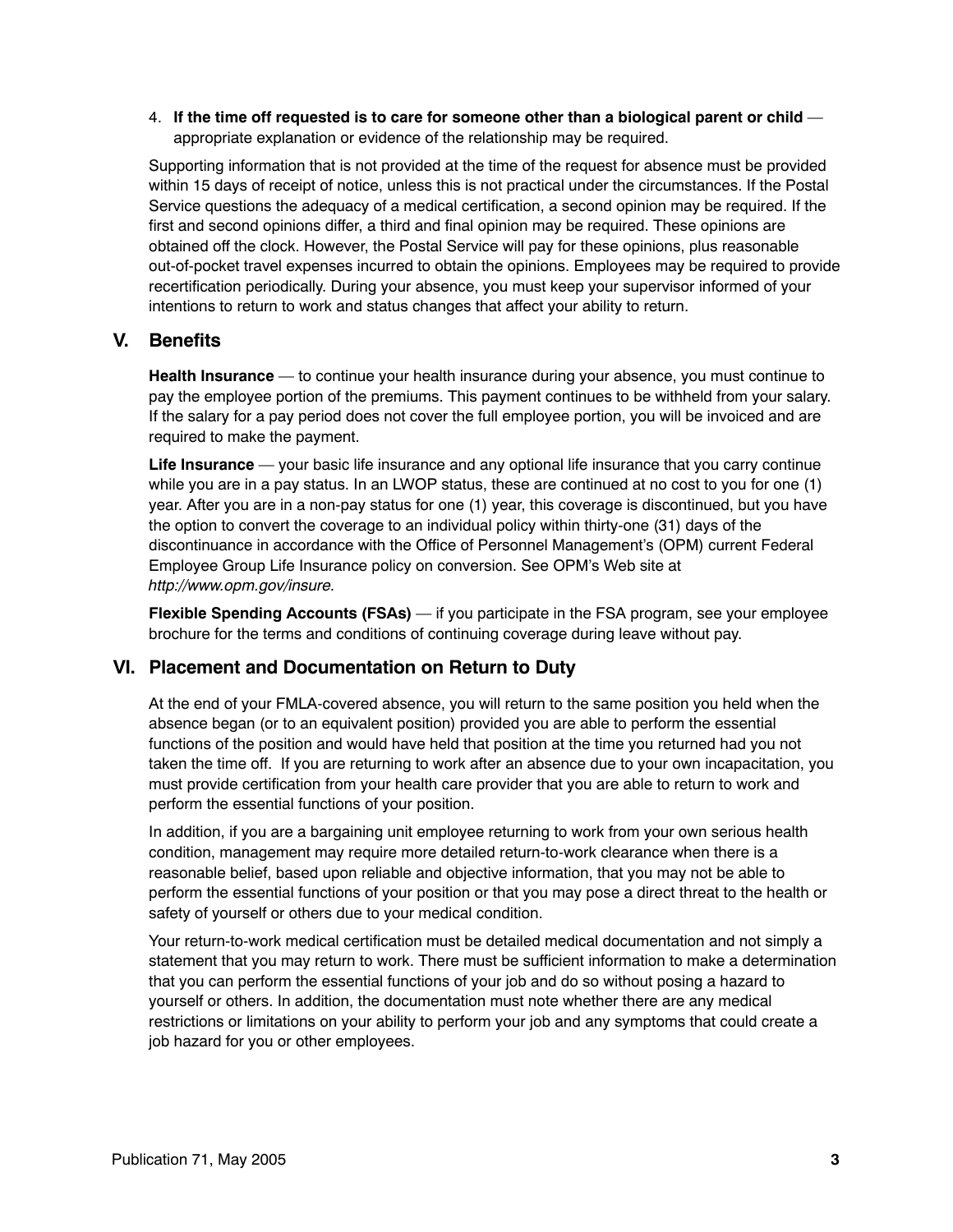4. **If the time off requested is to care for someone other than a biological parent or child** — appropriate explanation or evidence of the relationship may be required.

Supporting information that is not provided at the time of the request for absence must be provided within 15 days of receipt of notice, unless this is not practical under the circumstances. If the Postal Service questions the adequacy of a medical certification, a second opinion may be required. If the first and second opinions differ, a third and final opinion may be required. These opinions are obtained off the clock. However, the Postal Service will pay for these opinions, plus reasonable out-of-pocket travel expenses incurred to obtain the opinions. Employees may be required to provide recertification periodically. During your absence, you must keep your supervisor informed of your intentions to return to work and status changes that affect your ability to return.

## V. Benefits

**Health Insurance** — to continue your health insurance during your absence, you must continue to pay the employee portion of the premiums. This payment continues to be withheld from your salary. If the salary for a pay period does not cover the full employee portion, you will be invoiced and are required to make the payment.

**Life Insurance** — your basic life insurance and any optional life insurance that you carry continue while you are in a pay status. In an LWOP status, these are continued at no cost to you for one (1) year. After you are in a non-pay status for one (1) year, this coverage is discontinued, but you have the option to convert the coverage to an individual policy within thirty-one (31) days of the discontinuance in accordance with the Office of Personnel Management's (OPM) current Federal Employee Group Life Insurance policy on conversion. See OPM's Web site at *http://www.opm.gov/insure.*

**Flexible Spending Accounts (FSAs)** — if you participate in the FSA program, see your employee brochure for the terms and conditions of continuing coverage during leave without pay.

## VI. Placement and Documentation on Return to Duty

At the end of your FMLA-covered absence, you will return to the same position you held when the absence began (or to an equivalent position) provided you are able to perform the essential functions of the position and would have held that position at the time you returned had you not taken the time off. If you are returning to work after an absence due to your own incapacitation, you must provide certification from your health care provider that you are able to return to work and perform the essential functions of your position.

In addition, if you are a bargaining unit employee returning to work from your own serious health condition, management may require more detailed return-to-work clearance when there is a reasonable belief, based upon reliable and objective information, that you may not be able to perform the essential functions of your position or that you may pose a direct threat to the health or safety of yourself or others due to your medical condition.

Your return-to-work medical certification must be detailed medical documentation and not simply a statement that you may return to work. There must be sufficient information to make a determination that you can perform the essential functions of your job and do so without posing a hazard to yourself or others. In addition, the documentation must note whether there are any medical restrictions or limitations on your ability to perform your job and any symptoms that could create a job hazard for you or other employees.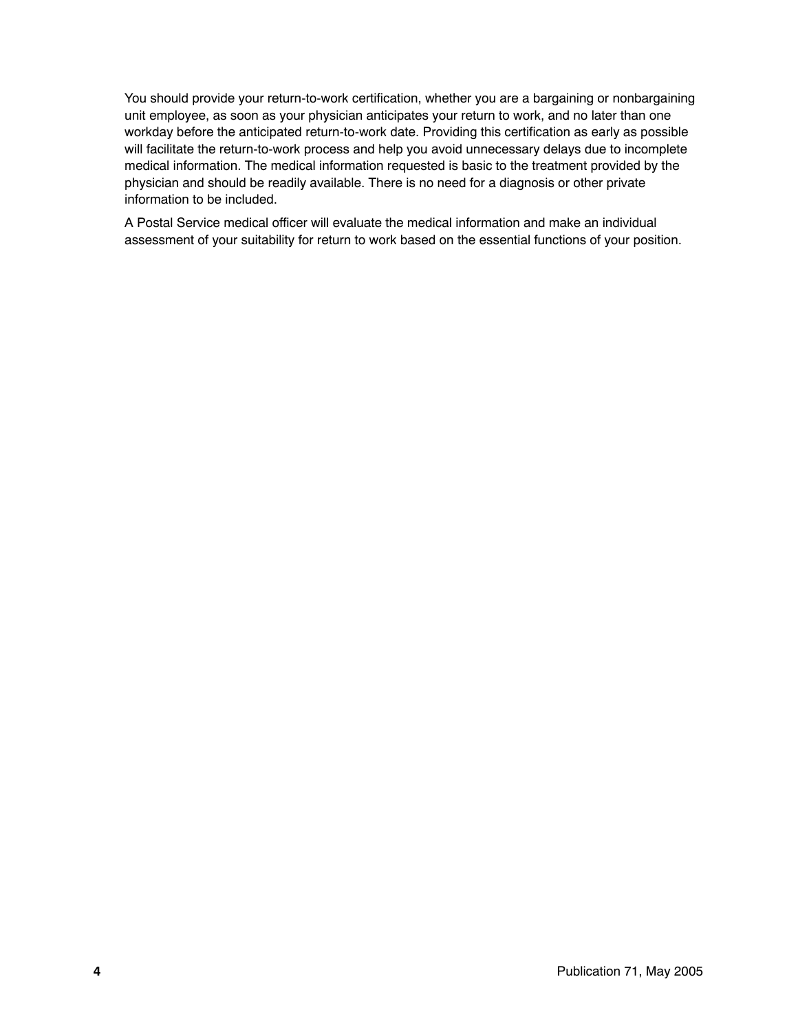You should provide your return-to-work certification, whether you are a bargaining or nonbargaining unit employee, as soon as your physician anticipates your return to work, and no later than one workday before the anticipated return-to-work date. Providing this certification as early as possible will facilitate the return-to-work process and help you avoid unnecessary delays due to incomplete medical information. The medical information requested is basic to the treatment provided by the physician and should be readily available. There is no need for a diagnosis or other private information to be included.

A Postal Service medical officer will evaluate the medical information and make an individual assessment of your suitability for return to work based on the essential functions of your position.